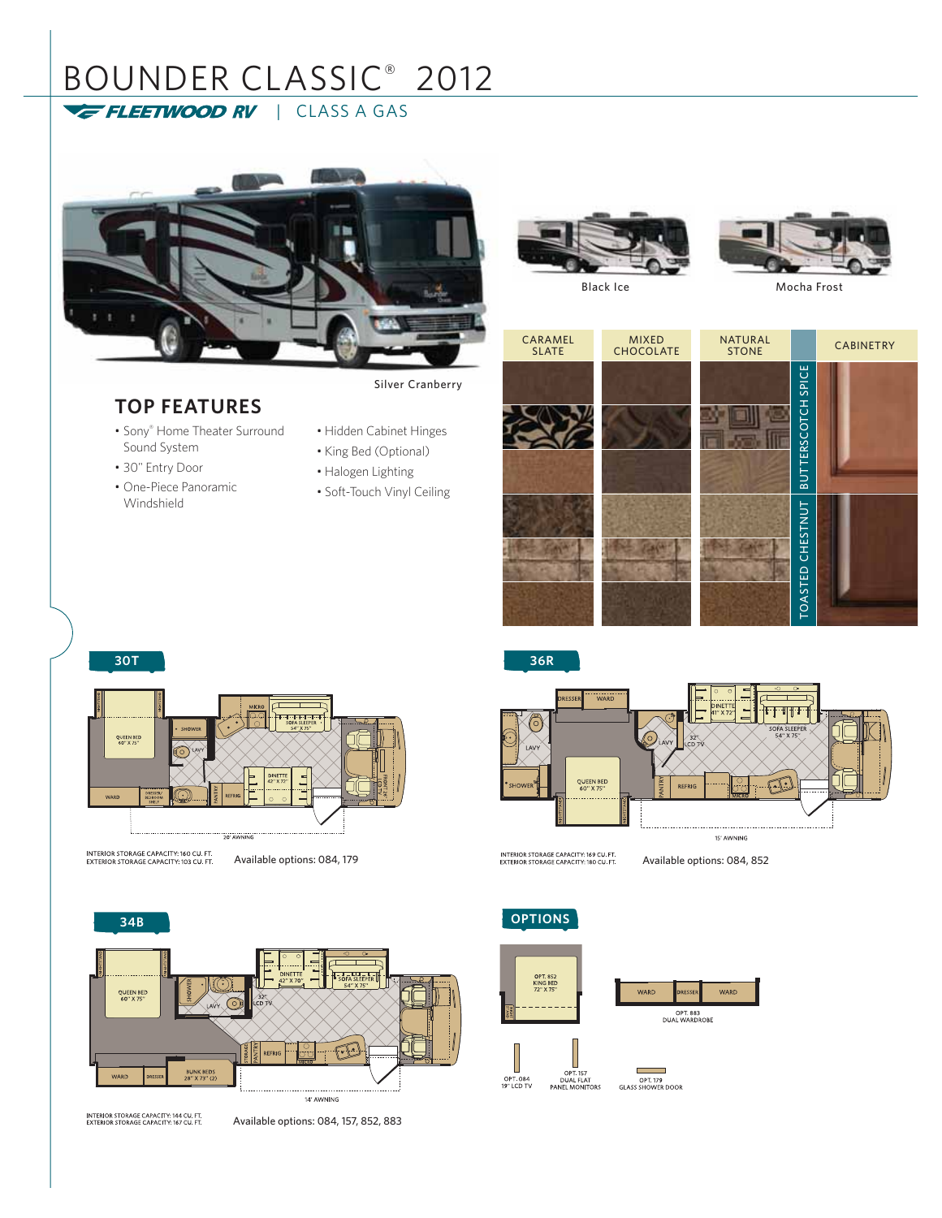# BOUNDER CLASSIC® 2012

FLEETWOOD RV | CLASS A GAS

Silver Cranberry

Black Ice

Mocha Frost

| CARAMEL SLATE | MIXED CHOCOLATE | NATURAL STONE | CABINETRY |
|---|---|---|---|
| | | | BUTTERSCOTCH SPICE |
| | | | TOASTED CHESTNUT |

## TOP FEATURES

- Sony® Home Theater Surround Sound System
- 30" Entry Door
- One-Piece Panoramic Windshield
- Hidden Cabinet Hinges
- King Bed (Optional)
- Halogen Lighting
- Soft-Touch Vinyl Ceiling

## 30T

NIGHTSTAND, QUEEN BED 60" X 75", WARD, DRESSER/BEDROOM SHELF, SHOWER, LAVY, MICRO, SOFA SLEEPER 54" X 75", DINETTE 42" X 72", PANTRY, REFRIG, 20' AWNING

INTERIOR STORAGE CAPACITY: 160 CU. FT.
EXTERIOR STORAGE CAPACITY: 103 CU. FT.

Available options: 084, 179

## 36R

DRESSER, WARD, LAVY, SHOWER, QUEEN BED 60" X 75", NIGHTSTAND, LAVY, 32" LCD TV, DINETTE 41" X 72", SOFA SLEEPER 54" X 75", PANTRY, REFRIG, MICRO, 15' AWNING

INTERIOR STORAGE CAPACITY: 169 CU. FT.
EXTERIOR STORAGE CAPACITY: 180 CU. FT.

Available options: 084, 852

## 34B

NIGHTSTAND, QUEEN BED 60" X 75", SHOWER, LAVY, WARD, DRESSER, BUNK BEDS 28" X 73" (2), DINETTE 42" X 70", SOFA SLEEPER 54" X 75", 32" LCD TV, STORAGE, PANTRY, REFRIG, MICRO, 14' AWNING

INTERIOR STORAGE CAPACITY: 144 CU. FT.
EXTERIOR STORAGE CAPACITY: 167 CU. FT.

Available options: 084, 157, 852, 883

## OPTIONS

OPT. 852 KING BED 72" X 75"

OPT. 883 DUAL WARDROBE (WARD, DRESSER, WARD)

OPT. 084 19" LCD TV

OPT. 157 DUAL FLAT PANEL MONITORS

OPT. 179 GLASS SHOWER DOOR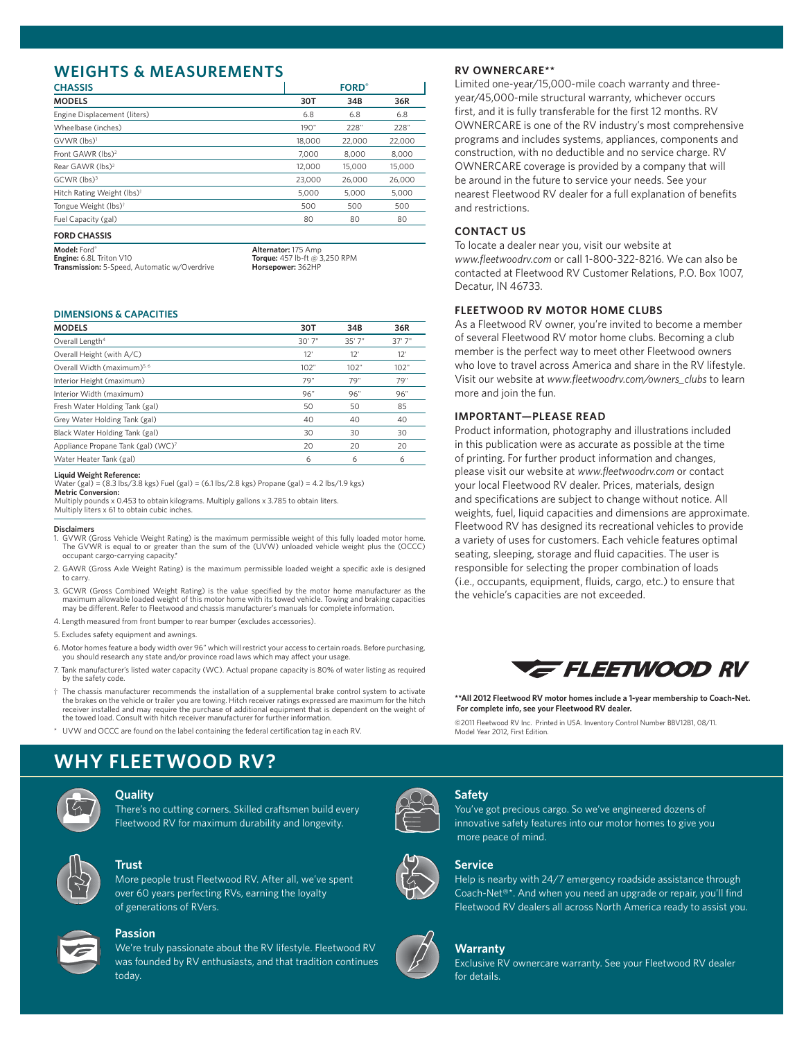# WEIGHTS & MEASUREMENTS

| CHASSIS | FORD® | | |
|---|---|---|---|
| **MODELS** | **30T** | **34B** | **36R** |
| Engine Displacement (liters) | 6.8 | 6.8 | 6.8 |
| Wheelbase (inches) | 190" | 228" | 228" |
| GVWR (lbs)[1] | 18,000 | 22,000 | 22,000 |
| Front GAWR (lbs)[2] | 7,000 | 8,000 | 8,000 |
| Rear GAWR (lbs)[2] | 12,000 | 15,000 | 15,000 |
| GCWR (lbs)[3] | 23,000 | 26,000 | 26,000 |
| Hitch Rating Weight (lbs)† | 5,000 | 5,000 | 5,000 |
| Tongue Weight (lbs)† | 500 | 500 | 500 |
| Fuel Capacity (gal) | 80 | 80 | 80 |

### FORD CHASSIS

**Model:** Ford®
**Engine:** 6.8L Triton V10
**Transmission:** 5-Speed, Automatic w/Overdrive
**Alternator:** 175 Amp
**Torque:** 457 lb-ft @ 3,250 RPM
**Horsepower:** 362HP

### DIMENSIONS & CAPACITIES

| MODELS | 30T | 34B | 36R |
|---|---|---|---|
| Overall Length[4] | 30' 7" | 35' 7" | 37' 7" |
| Overall Height (with A/C) | 12' | 12' | 12' |
| Overall Width (maximum)[5, 6] | 102" | 102" | 102" |
| Interior Height (maximum) | 79" | 79" | 79" |
| Interior Width (maximum) | 96" | 96" | 96" |
| Fresh Water Holding Tank (gal) | 50 | 50 | 85 |
| Grey Water Holding Tank (gal) | 40 | 40 | 40 |
| Black Water Holding Tank (gal) | 30 | 30 | 30 |
| Appliance Propane Tank (gal) (WC)[7] | 20 | 20 | 20 |
| Water Heater Tank (gal) | 6 | 6 | 6 |

**Liquid Weight Reference:**
Water (gal) = (8.3 lbs/3.8 kgs) Fuel (gal) = (6.1 lbs/2.8 kgs) Propane (gal) = 4.2 lbs/1.9 kgs)
**Metric Conversion:**
Multiply pounds x 0.453 to obtain kilograms. Multiply gallons x 3.785 to obtain liters.
Multiply liters x 61 to obtain cubic inches.

**Disclaimers**

1. GVWR (Gross Vehicle Weight Rating) is the maximum permissible weight of this fully loaded motor home. The GVWR is equal to or greater than the sum of the (UVW) unloaded vehicle weight plus the (OCCC) occupant cargo-carrying capacity.*
2. GAWR (Gross Axle Weight Rating) is the maximum permissible loaded weight a specific axle is designed to carry.
3. GCWR (Gross Combined Weight Rating) is the value specified by the motor home manufacturer as the maximum allowable loaded weight of this motor home with its towed vehicle. Towing and braking capacities may be different. Refer to Fleetwood and chassis manufacturer's manuals for complete information.
4. Length measured from front bumper to rear bumper (excludes accessories).
5. Excludes safety equipment and awnings.
6. Motor homes feature a body width over 96" which will restrict your access to certain roads. Before purchasing, you should research any state and/or province road laws which may affect your usage.
7. Tank manufacturer's listed water capacity (WC). Actual propane capacity is 80% of water listing as required by the safety code.

† The chassis manufacturer recommends the installation of a supplemental brake control system to activate the brakes on the vehicle or trailer you are towing. Hitch receiver ratings expressed are maximum for the hitch receiver installed and may require the purchase of additional equipment that is dependent on the weight of the towed load. Consult with hitch receiver manufacturer for further information.

* UVW and OCCC are found on the label containing the federal certification tag in each RV.

### RV OWNERCARE**

Limited one-year/15,000-mile coach warranty and three-year/45,000-mile structural warranty, whichever occurs first, and it is fully transferable for the first 12 months. RV OWNERCARE is one of the RV industry's most comprehensive programs and includes systems, appliances, components and construction, with no deductible and no service charge. RV OWNERCARE coverage is provided by a company that will be around in the future to service your needs. See your nearest Fleetwood RV dealer for a full explanation of benefits and restrictions.

### CONTACT US

To locate a dealer near you, visit our website at *www.fleetwoodrv.com* or call 1-800-322-8216. We can also be contacted at Fleetwood RV Customer Relations, P.O. Box 1007, Decatur, IN 46733.

### FLEETWOOD RV MOTOR HOME CLUBS

As a Fleetwood RV owner, you're invited to become a member of several Fleetwood RV motor home clubs. Becoming a club member is the perfect way to meet other Fleetwood owners who love to travel across America and share in the RV lifestyle. Visit our website at *www.fleetwoodrv.com/owners_clubs* to learn more and join the fun.

### IMPORTANT—PLEASE READ

Product information, photography and illustrations included in this publication were as accurate as possible at the time of printing. For further product information and changes, please visit our website at *www.fleetwoodrv.com* or contact your local Fleetwood RV dealer. Prices, materials, design and specifications are subject to change without notice. All weights, fuel, liquid capacities and dimensions are approximate. Fleetwood RV has designed its recreational vehicles to provide a variety of uses for customers. Each vehicle features optimal seating, sleeping, storage and fluid capacities. The user is responsible for selecting the proper combination of loads (i.e., occupants, equipment, fluids, cargo, etc.) to ensure that the vehicle's capacities are not exceeded.

FLEETWOOD RV

**\*\*All 2012 Fleetwood RV motor homes include a 1-year membership to Coach-Net. For complete info, see your Fleetwood RV dealer.**

©2011 Fleetwood RV Inc. Printed in USA. Inventory Control Number BBV12B1, 08/11. Model Year 2012, First Edition.

# WHY FLEETWOOD RV?

### Quality

There's no cutting corners. Skilled craftsmen build every Fleetwood RV for maximum durability and longevity.

### Trust

More people trust Fleetwood RV. After all, we've spent over 60 years perfecting RVs, earning the loyalty of generations of RVers.

### Passion

We're truly passionate about the RV lifestyle. Fleetwood RV was founded by RV enthusiasts, and that tradition continues today.

### Safety

You've got precious cargo. So we've engineered dozens of innovative safety features into our motor homes to give you more peace of mind.

### Service

Help is nearby with 24/7 emergency roadside assistance through Coach-Net®*. And when you need an upgrade or repair, you'll find Fleetwood RV dealers all across North America ready to assist you.

### Warranty

Exclusive RV ownercare warranty. See your Fleetwood RV dealer for details.